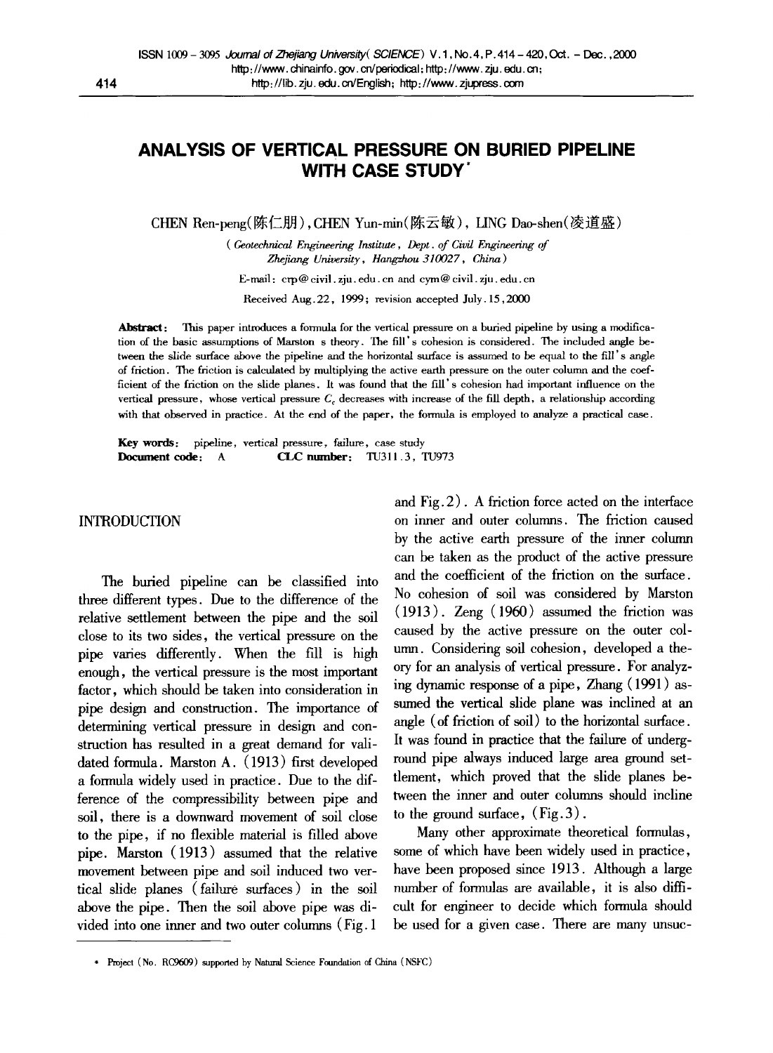# ANALYSIS OF VERTICAL PRESSURE ON BURIED PIPELINE WITH CASE STUDY*

CHEN Ren-peng(陈仁朋), CHEN Yun-min(陈云敏), LING Dao-shen(凌道盛)

(*Geotechnical Engineering Institute, Dept. of Civil Engineering of Zhejiang University, Hangzhou 310027, China*)

E-mail: crp@civil.zju.edu.cn and cym@civil.zju.edu.cn

Received Aug. 22, 1999; revision accepted July. 15, 2000

**Abstract**: This paper introduces a formula for the vertical pressure on a buried pipeline by using a modification of the basic assumptions of Marston s theory. The fill's cohesion is considered. The included angle between the slide surface above the pipeline and the horizontal surface is assumed to be equal to the fill's angle of friction. The friction is calculated by multiplying the active earth pressure on the outer column and the coefficient of the friction on the slide planes. It was found that the fill's cohesion had important influence on the vertical pressure, whose vertical pressure $C_c$ decreases with increase of the fill depth, a relationship according with that observed in practice. At the end of the paper, the formula is employed to analyze a practical case.

**Key words**: pipeline, vertical pressure, failure, case study
**Document code**: A  **CLC number**: TU311.3, TU973

## INTRODUCTION

The buried pipeline can be classified into three different types. Due to the difference of the relative settlement between the pipe and the soil close to its two sides, the vertical pressure on the pipe varies differently. When the fill is high enough, the vertical pressure is the most important factor, which should be taken into consideration in pipe design and construction. The importance of determining vertical pressure in design and construction has resulted in a great demand for validated formula. Marston A. (1913) first developed a formula widely used in practice. Due to the difference of the compressibility between pipe and soil, there is a downward movement of soil close to the pipe, if no flexible material is filled above pipe. Marston (1913) assumed that the relative movement between pipe and soil induced two vertical slide planes (failure surfaces) in the soil above the pipe. Then the soil above pipe was divided into one inner and two outer columns (Fig.1 and Fig.2). A friction force acted on the interface on inner and outer columns. The friction caused by the active earth pressure of the inner column can be taken as the product of the active pressure and the coefficient of the friction on the surface. No cohesion of soil was considered by Marston (1913). Zeng (1960) assumed the friction was caused by the active pressure on the outer column. Considering soil cohesion, developed a theory for an analysis of vertical pressure. For analyzing dynamic response of a pipe, Zhang (1991) assumed the vertical slide plane was inclined at an angle (of friction of soil) to the horizontal surface. It was found in practice that the failure of underground pipe always induced large area ground settlement, which proved that the slide planes between the inner and outer columns should incline to the ground surface, (Fig.3).

Many other approximate theoretical formulas, some of which have been widely used in practice, have been proposed since 1913. Although a large number of formulas are available, it is also difficult for engineer to decide which formula should be used for a given case. There are many unsuc-

---

* Project (No. RC9609) supported by Natural Science Foundation of China (NSFC)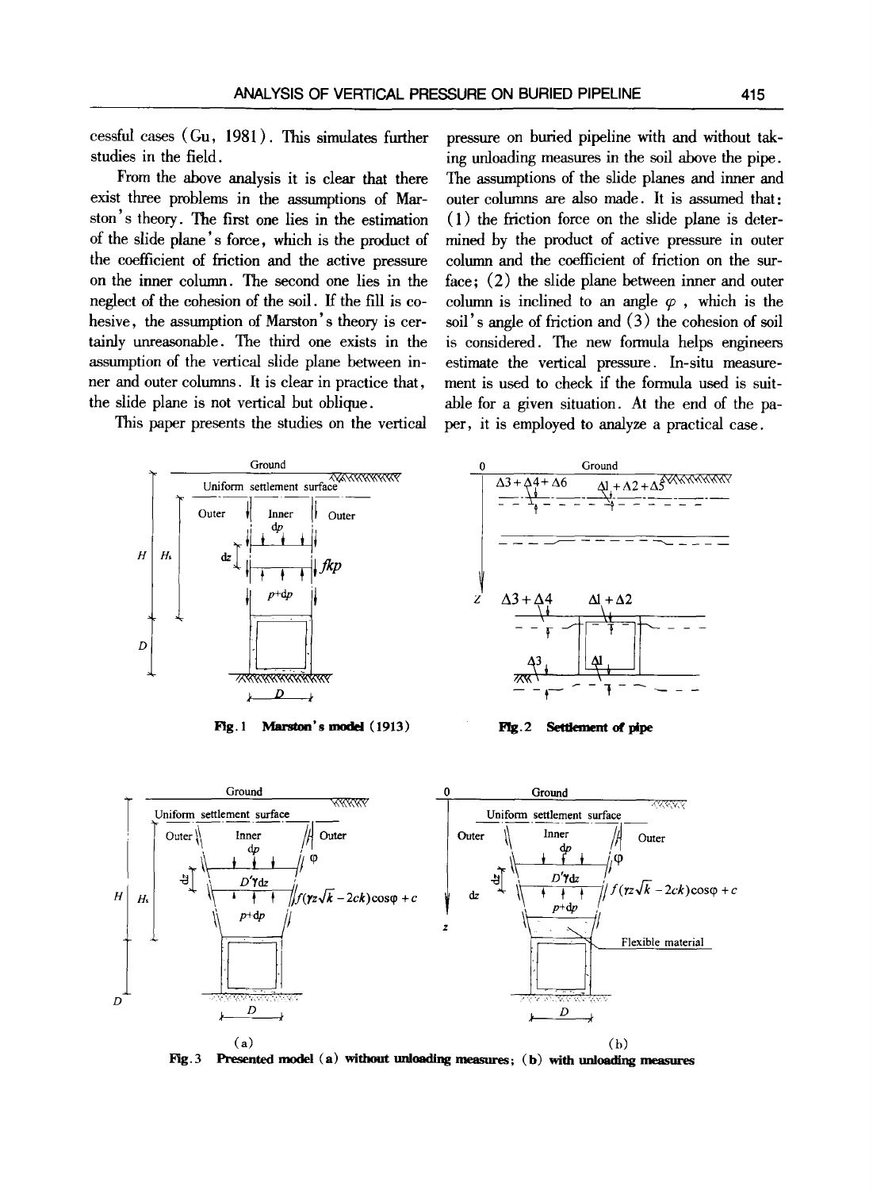cessful cases (Gu, 1981). This simulates further studies in the field.

From the above analysis it is clear that there exist three problems in the assumptions of Marston's theory. The first one lies in the estimation of the slide plane's force, which is the product of the coefficient of friction and the active pressure on the inner column. The second one lies in the neglect of the cohesion of the soil. If the fill is cohesive, the assumption of Marston's theory is certainly unreasonable. The third one exists in the assumption of the vertical slide plane between inner and outer columns. It is clear in practice that, the slide plane is not vertical but oblique.

This paper presents the studies on the vertical pressure on buried pipeline with and without taking unloading measures in the soil above the pipe. The assumptions of the slide planes and inner and outer columns are also made. It is assumed that: (1) the friction force on the slide plane is determined by the product of active pressure in outer column and the coefficient of friction on the surface; (2) the slide plane between inner and outer column is inclined to an angle $\varphi$, which is the soil's angle of friction and (3) the cohesion of soil is considered. The new formula helps engineers estimate the vertical pressure. In-situ measurement is used to check if the formula used is suitable for a given situation. At the end of the paper, it is employed to analyze a practical case.

**Fig. 1 Marston's model (1913)**

**Fig. 2 Settlement of pipe**

**Fig. 3 Presented model (a) without unloading measures; (b) with unloading measures**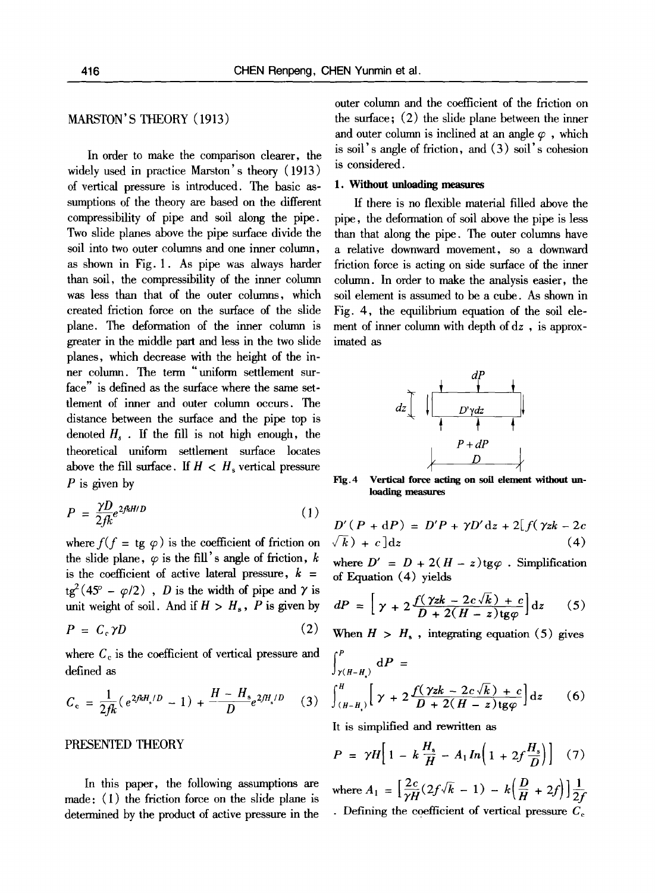## MARSTON'S THEORY (1913)

In order to make the comparison clearer, the widely used in practice Marston's theory (1913) of vertical pressure is introduced. The basic assumptions of the theory are based on the different compressibility of pipe and soil along the pipe. Two slide planes above the pipe surface divide the soil into two outer columns and one inner column, as shown in Fig. 1. As pipe was always harder than soil, the compressibility of the inner column was less than that of the outer columns, which created friction force on the surface of the slide plane. The deformation of the inner column is greater in the middle part and less in the two slide planes, which decrease with the height of the inner column. The term "uniform settlement surface" is defined as the surface where the same settlement of inner and outer column occurs. The distance between the surface and the pipe top is denoted $H_s$. If the fill is not high enough, the theoretical uniform settlement surface locates above the fill surface. If $H < H_s$ vertical pressure $P$ is given by

$$P = \frac{\gamma D}{2fk} e^{2fkH/D} \tag{1}$$

where $f$ ($f = \text{tg}\ \varphi$) is the coefficient of friction on the slide plane, $\varphi$ is the fill's angle of friction, $k$ is the coefficient of active lateral pressure, $k = \text{tg}^2(45° - \varphi/2)$, $D$ is the width of pipe and $\gamma$ is unit weight of soil. And if $H > H_s$, $P$ is given by

$$P = C_c \gamma D \tag{2}$$

where $C_c$ is the coefficient of vertical pressure and defined as

$$C_c = \frac{1}{2fk}(e^{2fkH_s/D} - 1) + \frac{H - H_s}{D} e^{2fH_s/D} \tag{3}$$

## PRESENTED THEORY

In this paper, the following assumptions are made: (1) the friction force on the slide plane is determined by the product of active pressure in the outer column and the coefficient of the friction on the surface; (2) the slide plane between the inner and outer column is inclined at an angle $\varphi$, which is soil's angle of friction, and (3) soil's cohesion is considered.

### 1. Without unloading measures

If there is no flexible material filled above the pipe, the deformation of soil above the pipe is less than that along the pipe. The outer columns have a relative downward movement, so a downward friction force is acting on side surface of the inner column. In order to make the analysis easier, the soil element is assumed to be a cube. As shown in Fig. 4, the equilibrium equation of the soil element of inner column with depth of $dz$, is approximated as

**Fig. 4** Vertical force acting on soil element without unloading measures

$$D'(P + dP) = D'P + \gamma D' dz + 2[f(\gamma zk - 2c\sqrt{k}) + c]dz \tag{4}$$

where $D' = D + 2(H - z)\text{tg}\varphi$. Simplification of Equation (4) yields

$$dP = \left[\gamma + 2\frac{f(\gamma zk - 2c\sqrt{k}) + c}{D + 2(H - z)\text{tg}\varphi}\right]dz \tag{5}$$

When $H > H_s$, integrating equation (5) gives

$$\int_{\gamma(H-H_s)}^{P} dP = \int_{(H-H_s)}^{H}\left[\gamma + 2\frac{f(\gamma zk - 2c\sqrt{k}) + c}{D + 2(H - z)\text{tg}\varphi}\right]dz \tag{6}$$

It is simplified and rewritten as

$$P = \gamma H\left[1 - k\frac{H_s}{H} - A_1 \ln\left(1 + 2f\frac{H_s}{D}\right)\right] \tag{7}$$

where $A_1 = \left[\frac{2c}{\gamma H}(2f\sqrt{k} - 1) - k\left(\frac{D}{H} + 2f\right)\right]\frac{1}{2f}$. Defining the coefficient of vertical pressure $C_c$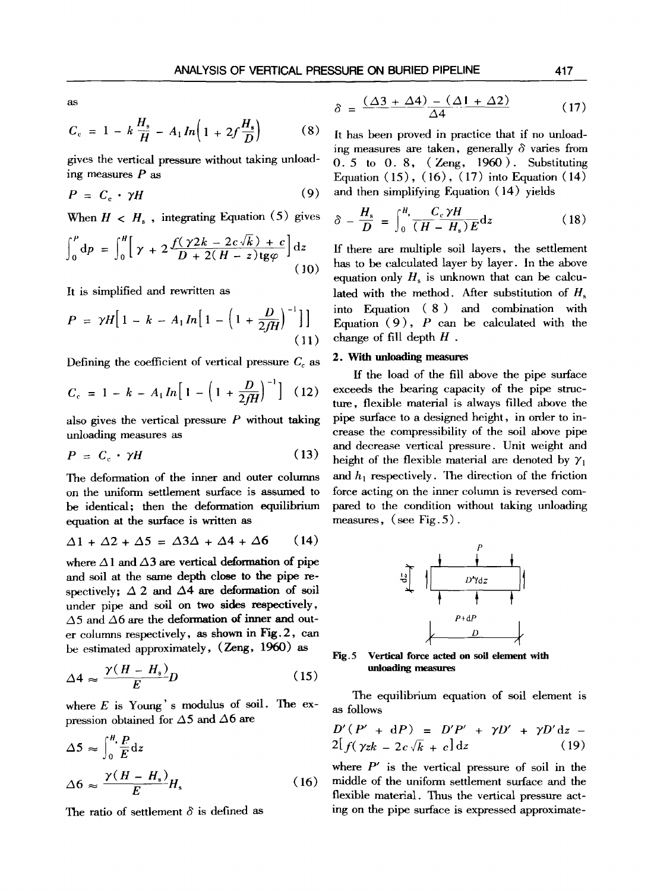as

$$C_c = 1 - k\frac{H_s}{H} - A_1 ln\left(1 + 2f\frac{H_s}{D}\right) \tag{8}$$

gives the vertical pressure without taking unloading measures $P$ as

$$P = C_c \cdot \gamma H \tag{9}$$

When $H < H_s$, integrating Equation (5) gives

$$\int_0^P dp = \int_0^H \left[\gamma + 2\frac{f(\gamma 2k - 2c\sqrt{k}) + c}{D + 2(H - z)\text{tg}\varphi}\right] dz \tag{10}$$

It is simplified and rewritten as

$$P = \gamma H\left[1 - k - A_1 ln\left[1 - \left(1 + \frac{D}{2fH}\right)^{-1}\right]\right] \tag{11}$$

Defining the coefficient of vertical pressure $C_c$ as

$$C_c = 1 - k - A_1 ln\left[1 - \left(1 + \frac{D}{2fH}\right)^{-1}\right] \tag{12}$$

also gives the vertical pressure $P$ without taking unloading measures as

$$P = C_c \cdot \gamma H \tag{13}$$

The deformation of the inner and outer columns on the uniform settlement surface is assumed to be identical; then the deformation equilibrium equation at the surface is written as

$$\Delta 1 + \Delta 2 + \Delta 5 = \Delta 3 \Delta + \Delta 4 + \Delta 6 \tag{14}$$

where $\Delta 1$ and $\Delta 3$ are vertical deformation of pipe and soil at the same depth close to the pipe respectively; $\Delta 2$ and $\Delta 4$ are deformation of soil under pipe and soil on two sides respectively, $\Delta 5$ and $\Delta 6$ are the deformation of inner and outer columns respectively, as shown in Fig.2, can be estimated approximately, (Zeng, 1960) as

$$\Delta 4 \approx \frac{\gamma(H - H_s)}{E} D \tag{15}$$

where $E$ is Young's modulus of soil. The expression obtained for $\Delta 5$ and $\Delta 6$ are

$$\Delta 5 \approx \int_0^{H_s} \frac{P}{E} dz$$

$$\Delta 6 \approx \frac{\gamma(H - H_s)}{E} H_s \tag{16}$$

The ratio of settlement $\delta$ is defined as

$$\delta = \frac{(\Delta 3 + \Delta 4) - (\Delta 1 + \Delta 2)}{\Delta 4} \tag{17}$$

It has been proved in practice that if no unloading measures are taken, generally $\delta$ varies from 0.5 to 0.8, (Zeng, 1960). Substituting Equation (15), (16), (17) into Equation (14) and then simplifying Equation (14) yields

$$\delta - \frac{H_s}{D} = \int_0^{H_s} \frac{C_c \gamma H}{(H - H_s)E} dz \tag{18}$$

If there are multiple soil layers, the settlement has to be calculated layer by layer. In the above equation only $H_s$ is unknown that can be calculated with the method. After substitution of $H_s$ into Equation (8) and combination with Equation (9), $P$ can be calculated with the change of fill depth $H$.

**2. With unloading measures**

If the load of the fill above the pipe surface exceeds the bearing capacity of the pipe structure, flexible material is always filled above the pipe surface to a designed height, in order to increase the compressibility of the soil above pipe and decrease vertical pressure. Unit weight and height of the flexible material are denoted by $\gamma_1$ and $h_1$ respectively. The direction of the friction force acting on the inner column is reversed compared to the condition without taking unloading measures, (see Fig.5).

**Fig.5 Vertical force acted on soil element with unloading measures**

The equilibrium equation of soil element is as follows

$$D'(P' + dP) = D'P' + \gamma D' + \gamma D' dz - 2[f(\gamma zk - 2c\sqrt{k} + c]dz \tag{19}$$

where $P'$ is the vertical pressure of soil in the middle of the uniform settlement surface and the flexible material. Thus the vertical pressure acting on the pipe surface is expressed approximate-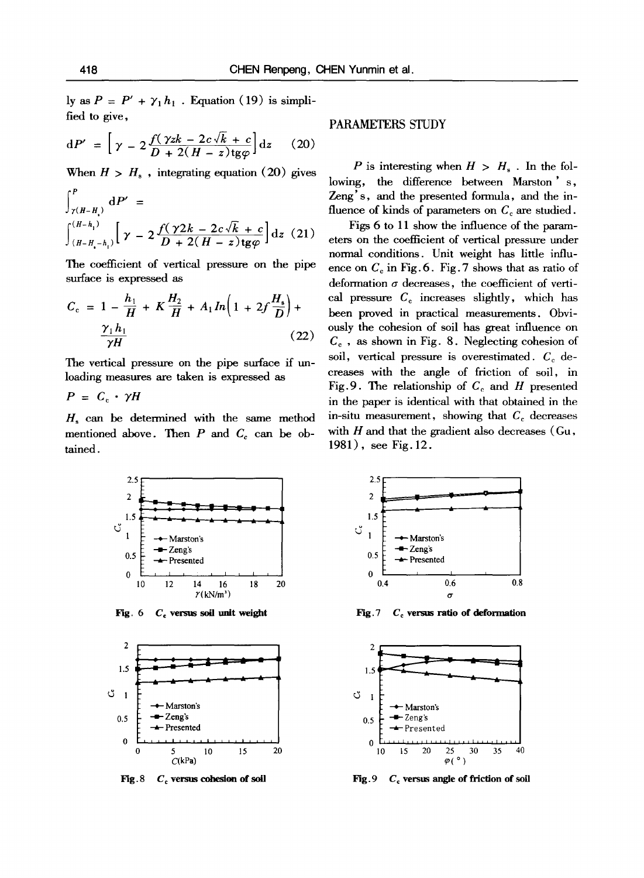ly as $P = P' + \gamma_1 h_1$ . Equation (19) is simplified to give,

$$dP' = \left[\gamma - 2\frac{f(\gamma zk - 2c\sqrt{k} + c)}{D + 2(H - z)\text{tg}\varphi}\right]dz \quad (20)$$

When $H > H_s$ , integrating equation (20) gives

$$\int_{\gamma(H-H_s)}^{P} dP' = \int_{(H-H_s-h_1)}^{(H-h_1)} \left[\gamma - 2\frac{f(\gamma 2k - 2c\sqrt{k} + c)}{D + 2(H - z)\text{tg}\varphi}\right]dz \quad (21)$$

The coefficient of vertical pressure on the pipe surface is expressed as

$$C_c = 1 - \frac{h_1}{H} + K\frac{H_2}{H} + A_1 ln\left(1 + 2f\frac{H_s}{D}\right) + \frac{\gamma_1 h_1}{\gamma H} \quad (22)$$

The vertical pressure on the pipe surface if unloading measures are taken is expressed as

$$P = C_c \cdot \gamma H$$

$H_s$ can be determined with the same method mentioned above. Then $P$ and $C_c$ can be obtained.

## PARAMETERS STUDY

$P$ is interesting when $H > H_s$ . In the following, the difference between Marston's, Zeng's, and the presented formula, and the influence of kinds of parameters on $C_c$ are studied.

Figs 6 to 11 show the influence of the parameters on the coefficient of vertical pressure under normal conditions. Unit weight has little influence on $C_c$ in Fig. 6. Fig. 7 shows that as ratio of deformation $\sigma$ decreases, the coefficient of vertical pressure $C_c$ increases slightly, which has been proved in practical measurements. Obviously the cohesion of soil has great influence on $C_c$ , as shown in Fig. 8. Neglecting cohesion of soil, vertical pressure is overestimated. $C_c$ decreases with the angle of friction of soil, in Fig. 9. The relationship of $C_c$ and $H$ presented in the paper is identical with that obtained in the in-situ measurement, showing that $C_c$ decreases with $H$ and that the gradient also decreases (Gu, 1981), see Fig. 12.

**Fig. 6 $C_c$ versus soil unit weight**

**Fig. 7 $C_c$ versus ratio of deformation**

**Fig. 8 $C_c$ versus cohesion of soil**

**Fig. 9 $C_c$ versus angle of friction of soil**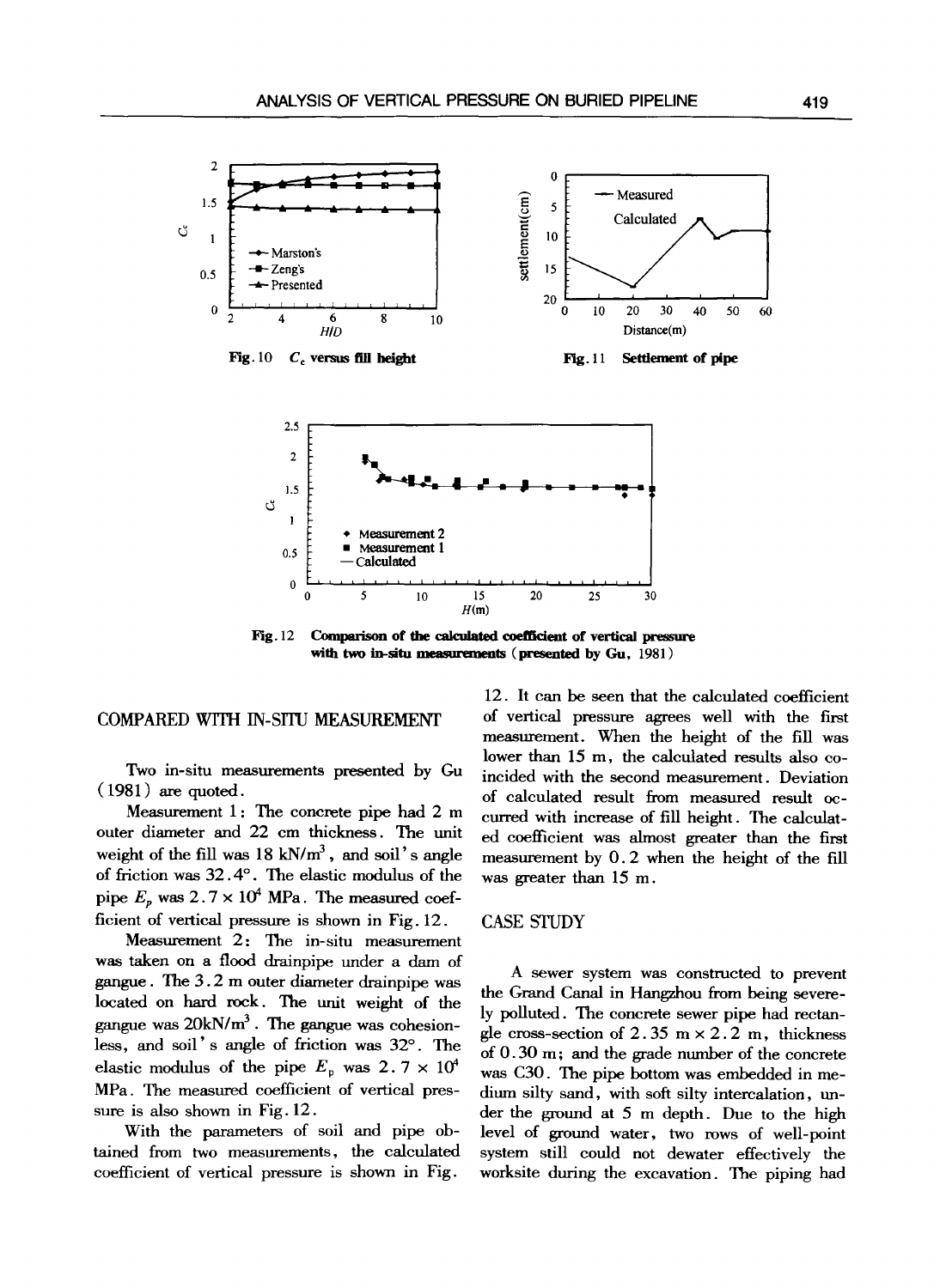Fig. 10 $C_c$ versus fill height

Fig. 11 Settlement of pipe

Fig. 12 Comparison of the calculated coefficient of vertical pressure with two in-situ measurements (presented by Gu, 1981)

## COMPARED WITH IN-SITU MEASUREMENT

Two in-situ measurements presented by Gu (1981) are quoted.

Measurement 1: The concrete pipe had 2 m outer diameter and 22 cm thickness. The unit weight of the fill was 18 kN/m$^3$, and soil's angle of friction was 32.4°. The elastic modulus of the pipe $E_p$ was $2.7 \times 10^4$ MPa. The measured coefficient of vertical pressure is shown in Fig. 12.

Measurement 2: The in-situ measurement was taken on a flood drainpipe under a dam of gangue. The 3.2 m outer diameter drainpipe was located on hard rock. The unit weight of the gangue was 20kN/m$^3$. The gangue was cohesionless, and soil's angle of friction was 32°. The elastic modulus of the pipe $E_p$ was $2.7 \times 10^4$ MPa. The measured coefficient of vertical pressure is also shown in Fig. 12.

With the parameters of soil and pipe obtained from two measurements, the calculated coefficient of vertical pressure is shown in Fig. 12. It can be seen that the calculated coefficient of vertical pressure agrees well with the first measurement. When the height of the fill was lower than 15 m, the calculated results also coincided with the second measurement. Deviation of calculated result from measured result occurred with increase of fill height. The calculated coefficient was almost greater than the first measurement by 0.2 when the height of the fill was greater than 15 m.

## CASE STUDY

A sewer system was constructed to prevent the Grand Canal in Hangzhou from being severely polluted. The concrete sewer pipe had rectangle cross-section of 2.35 m × 2.2 m, thickness of 0.30 m; and the grade number of the concrete was C30. The pipe bottom was embedded in medium silty sand, with soft silty intercalation, under the ground at 5 m depth. Due to the high level of ground water, two rows of well-point system still could not dewater effectively the worksite during the excavation. The piping had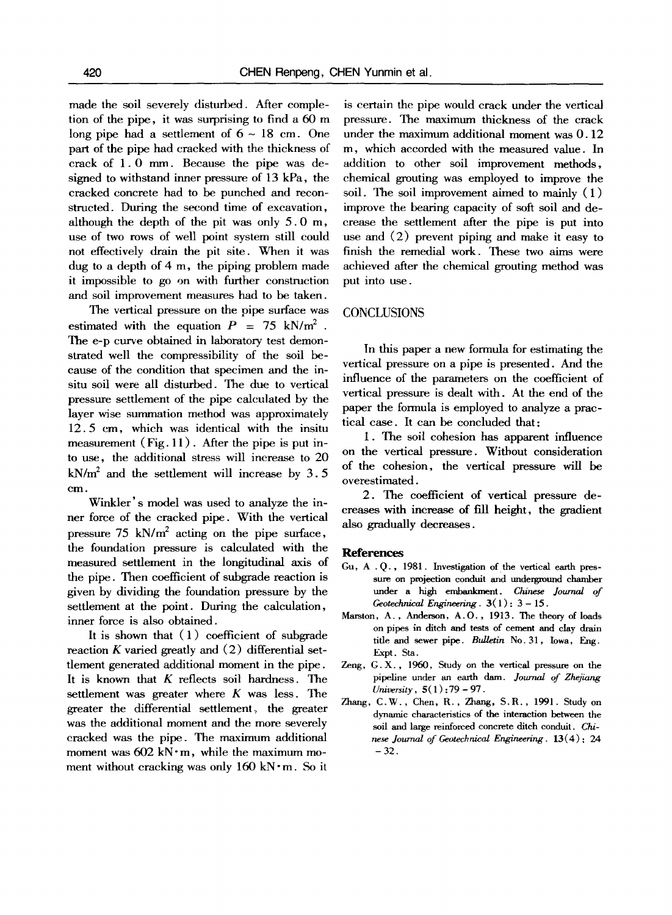made the soil severely disturbed. After completion of the pipe, it was surprising to find a 60 m long pipe had a settlement of 6 ~ 18 cm. One part of the pipe had cracked with the thickness of crack of 1.0 mm. Because the pipe was designed to withstand inner pressure of 13 kPa, the cracked concrete had to be punched and reconstructed. During the second time of excavation, although the depth of the pit was only 5.0 m, use of two rows of well point system still could not effectively drain the pit site. When it was dug to a depth of 4 m, the piping problem made it impossible to go on with further construction and soil improvement measures had to be taken.

The vertical pressure on the pipe surface was estimated with the equation $P = 75\ \text{kN/m}^2$. The e-p curve obtained in laboratory test demonstrated well the compressibility of the soil because of the condition that specimen and the insitu soil were all disturbed. The due to vertical pressure settlement of the pipe calculated by the layer wise summation method was approximately 12.5 cm, which was identical with the insitu measurement (Fig.11). After the pipe is put into use, the additional stress will increase to 20 $\text{kN/m}^2$ and the settlement will increase by 3.5 cm.

Winkler's model was used to analyze the inner force of the cracked pipe. With the vertical pressure 75 $\text{kN/m}^2$ acting on the pipe surface, the foundation pressure is calculated with the measured settlement in the longitudinal axis of the pipe. Then coefficient of subgrade reaction is given by dividing the foundation pressure by the settlement at the point. During the calculation, inner force is also obtained.

It is shown that (1) coefficient of subgrade reaction $K$ varied greatly and (2) differential settlement generated additional moment in the pipe. It is known that $K$ reflects soil hardness. The settlement was greater where $K$ was less. The greater the differential settlement, the greater was the additional moment and the more severely cracked was the pipe. The maximum additional moment was 602 kN·m, while the maximum moment without cracking was only 160 kN·m. So it is certain the pipe would crack under the vertical pressure. The maximum thickness of the crack under the maximum additional moment was 0.12 m, which accorded with the measured value. In addition to other soil improvement methods, chemical grouting was employed to improve the soil. The soil improvement aimed to mainly (1) improve the bearing capacity of soft soil and decrease the settlement after the pipe is put into use and (2) prevent piping and make it easy to finish the remedial work. These two aims were achieved after the chemical grouting method was put into use.

## CONCLUSIONS

In this paper a new formula for estimating the vertical pressure on a pipe is presented. And the influence of the parameters on the coefficient of vertical pressure is dealt with. At the end of the paper the formula is employed to analyze a practical case. It can be concluded that:

1. The soil cohesion has apparent influence on the vertical pressure. Without consideration of the cohesion, the vertical pressure will be overestimated.

2. The coefficient of vertical pressure decreases with increase of fill height, the gradient also gradually decreases.

## References

Gu, A.Q., 1981. Investigation of the vertical earth pressure on projection conduit and underground chamber under a high embankment. *Chinese Journal of Geotechnical Engineering*. **3**(1): 3 - 15.

Marston, A., Anderson, A.O., 1913. The theory of loads on pipes in ditch and tests of cement and clay drain title and sewer pipe. *Bulletin* No.31, Iowa, Eng. Expt. Sta.

Zeng, G.X., 1960, Study on the vertical pressure on the pipeline under an earth dam. *Journal of Zhejiang University*, **5**(1):79 - 97.

Zhang, C.W., Chen, R., Zhang, S.R., 1991. Study on dynamic characteristics of the interaction between the soil and large reinforced concrete ditch conduit. *Chinese Journal of Geotechnical Engineering*. **13**(4): 24 - 32.